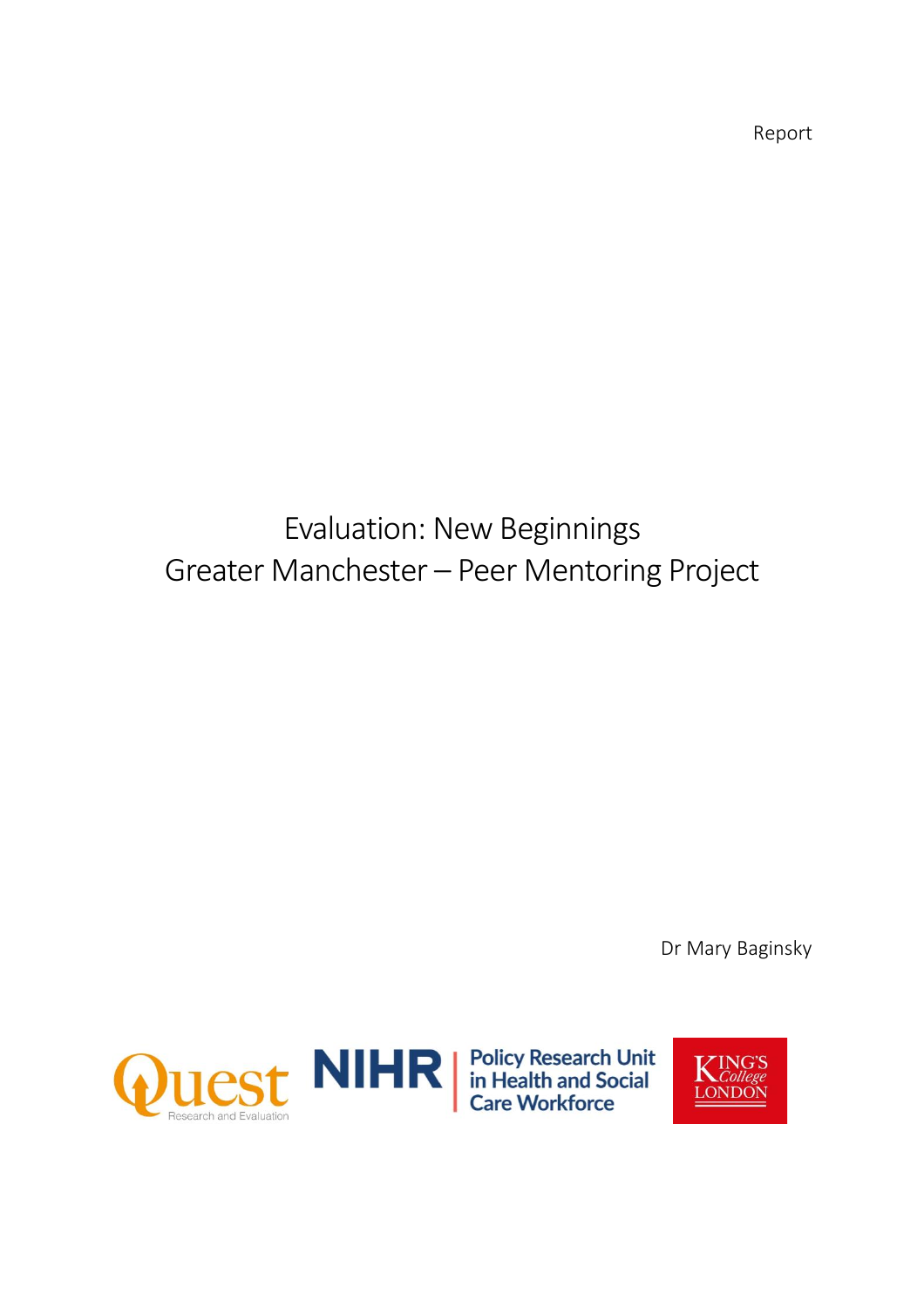Report

# Evaluation: New Beginnings
# Greater Manchester – Peer Mentoring Project

Dr Mary Baginsky

Quest Research and Evaluation

NIHR | Policy Research Unit in Health and Social Care Workforce

King's College London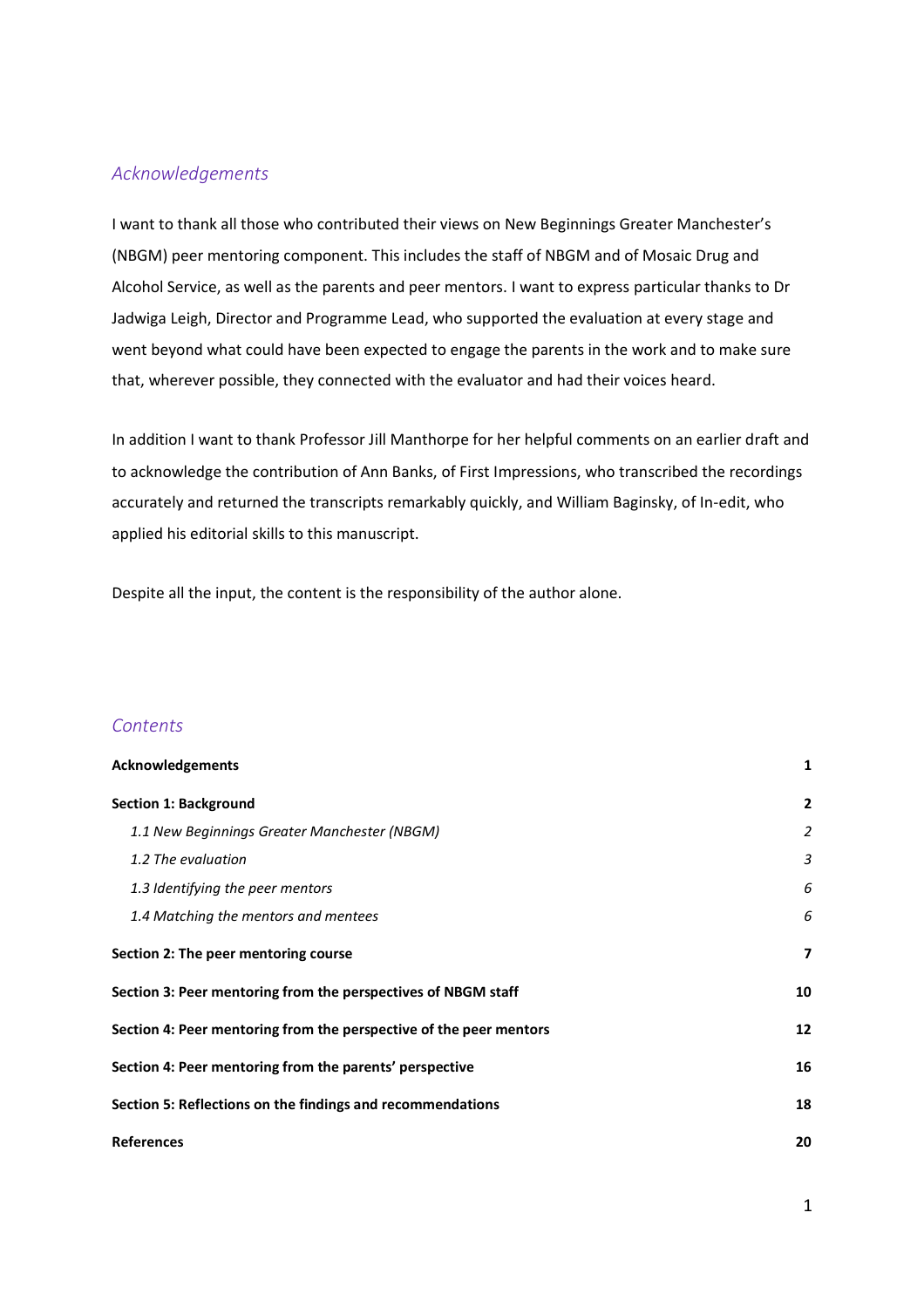## *Acknowledgements*

I want to thank all those who contributed their views on New Beginnings Greater Manchester's (NBGM) peer mentoring component. This includes the staff of NBGM and of Mosaic Drug and Alcohol Service, as well as the parents and peer mentors. I want to express particular thanks to Dr Jadwiga Leigh, Director and Programme Lead, who supported the evaluation at every stage and went beyond what could have been expected to engage the parents in the work and to make sure that, wherever possible, they connected with the evaluator and had their voices heard.

In addition I want to thank Professor Jill Manthorpe for her helpful comments on an earlier draft and to acknowledge the contribution of Ann Banks, of First Impressions, who transcribed the recordings accurately and returned the transcripts remarkably quickly, and William Baginsky, of In-edit, who applied his editorial skills to this manuscript.

Despite all the input, the content is the responsibility of the author alone.

## *Contents*

| | |
|---|---|
| **Acknowledgements** | **1** |
| **Section 1: Background** | **2** |
| *1.1 New Beginnings Greater Manchester (NBGM)* | *2* |
| *1.2 The evaluation* | *3* |
| *1.3 Identifying the peer mentors* | *6* |
| *1.4 Matching the mentors and mentees* | *6* |
| **Section 2: The peer mentoring course** | **7** |
| **Section 3: Peer mentoring from the perspectives of NBGM staff** | **10** |
| **Section 4: Peer mentoring from the perspective of the peer mentors** | **12** |
| **Section 4: Peer mentoring from the parents' perspective** | **16** |
| **Section 5: Reflections on the findings and recommendations** | **18** |
| **References** | **20** |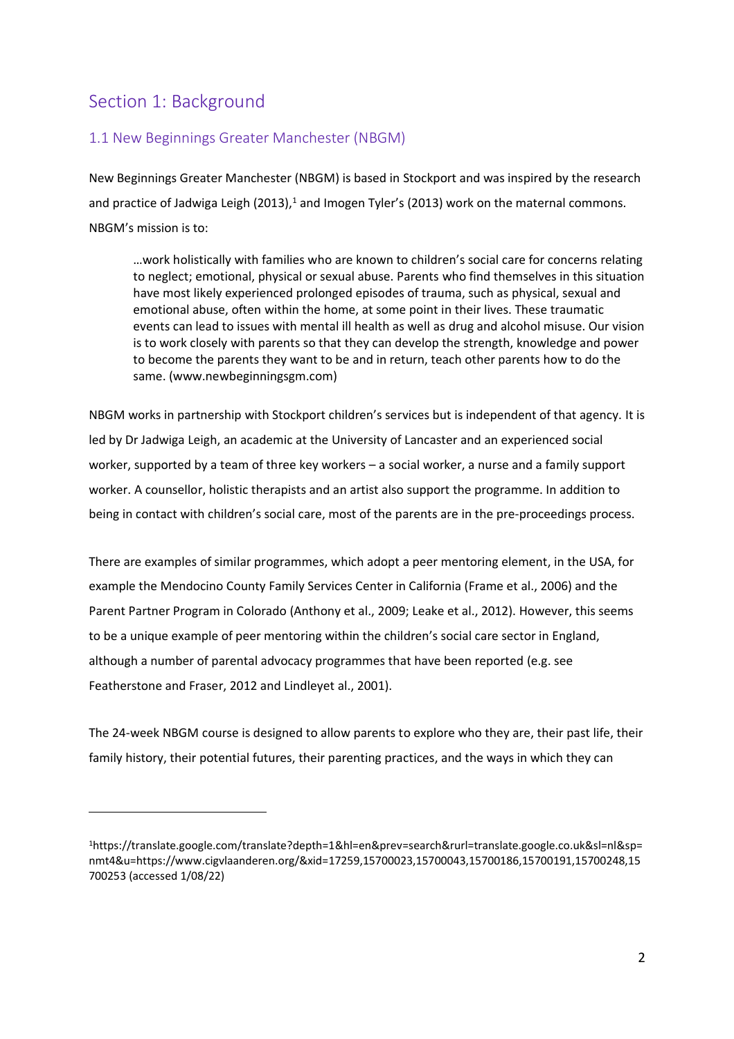# Section 1: Background

## 1.1 New Beginnings Greater Manchester (NBGM)

New Beginnings Greater Manchester (NBGM) is based in Stockport and was inspired by the research and practice of Jadwiga Leigh (2013),[1] and Imogen Tyler's (2013) work on the maternal commons. NBGM's mission is to:

> …work holistically with families who are known to children's social care for concerns relating to neglect; emotional, physical or sexual abuse. Parents who find themselves in this situation have most likely experienced prolonged episodes of trauma, such as physical, sexual and emotional abuse, often within the home, at some point in their lives. These traumatic events can lead to issues with mental ill health as well as drug and alcohol misuse. Our vision is to work closely with parents so that they can develop the strength, knowledge and power to become the parents they want to be and in return, teach other parents how to do the same. (www.newbeginningsgm.com)

NBGM works in partnership with Stockport children's services but is independent of that agency. It is led by Dr Jadwiga Leigh, an academic at the University of Lancaster and an experienced social worker, supported by a team of three key workers – a social worker, a nurse and a family support worker. A counsellor, holistic therapists and an artist also support the programme. In addition to being in contact with children's social care, most of the parents are in the pre-proceedings process.

There are examples of similar programmes, which adopt a peer mentoring element, in the USA, for example the Mendocino County Family Services Center in California (Frame et al., 2006) and the Parent Partner Program in Colorado (Anthony et al., 2009; Leake et al., 2012). However, this seems to be a unique example of peer mentoring within the children's social care sector in England, although a number of parental advocacy programmes that have been reported (e.g. see Featherstone and Fraser, 2012 and Lindleyet al., 2001).

The 24-week NBGM course is designed to allow parents to explore who they are, their past life, their family history, their potential futures, their parenting practices, and the ways in which they can

---

[1] https://translate.google.com/translate?depth=1&hl=en&prev=search&rurl=translate.google.co.uk&sl=nl&sp=nmt4&u=https://www.cigvlaanderen.org/&xid=17259,15700023,15700043,15700186,15700191,15700248,15700253 (accessed 1/08/22)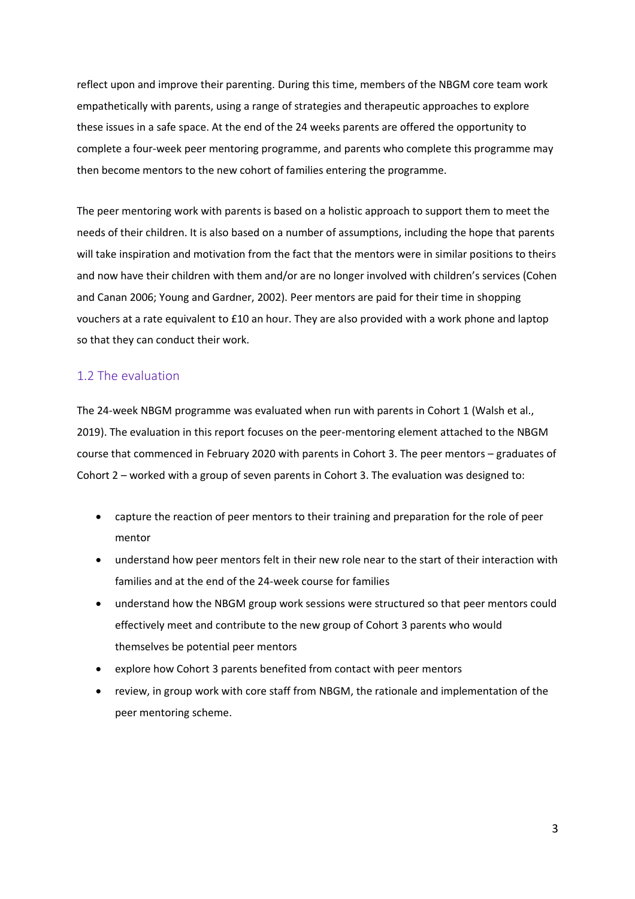reflect upon and improve their parenting. During this time, members of the NBGM core team work empathetically with parents, using a range of strategies and therapeutic approaches to explore these issues in a safe space. At the end of the 24 weeks parents are offered the opportunity to complete a four-week peer mentoring programme, and parents who complete this programme may then become mentors to the new cohort of families entering the programme.

The peer mentoring work with parents is based on a holistic approach to support them to meet the needs of their children. It is also based on a number of assumptions, including the hope that parents will take inspiration and motivation from the fact that the mentors were in similar positions to theirs and now have their children with them and/or are no longer involved with children's services (Cohen and Canan 2006; Young and Gardner, 2002). Peer mentors are paid for their time in shopping vouchers at a rate equivalent to £10 an hour. They are also provided with a work phone and laptop so that they can conduct their work.

## 1.2 The evaluation

The 24-week NBGM programme was evaluated when run with parents in Cohort 1 (Walsh et al., 2019). The evaluation in this report focuses on the peer-mentoring element attached to the NBGM course that commenced in February 2020 with parents in Cohort 3. The peer mentors – graduates of Cohort 2 – worked with a group of seven parents in Cohort 3. The evaluation was designed to:

- capture the reaction of peer mentors to their training and preparation for the role of peer mentor
- understand how peer mentors felt in their new role near to the start of their interaction with families and at the end of the 24-week course for families
- understand how the NBGM group work sessions were structured so that peer mentors could effectively meet and contribute to the new group of Cohort 3 parents who would themselves be potential peer mentors
- explore how Cohort 3 parents benefited from contact with peer mentors
- review, in group work with core staff from NBGM, the rationale and implementation of the peer mentoring scheme.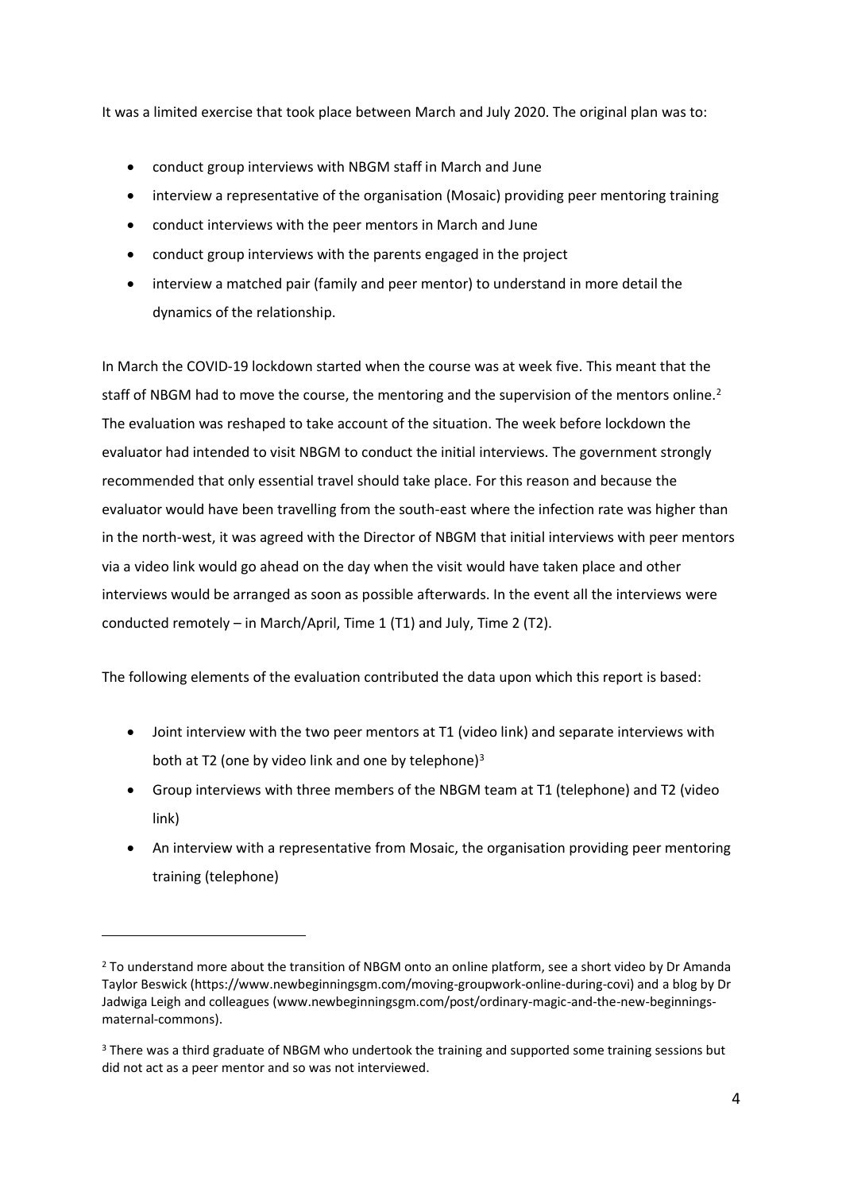It was a limited exercise that took place between March and July 2020. The original plan was to:

- conduct group interviews with NBGM staff in March and June
- interview a representative of the organisation (Mosaic) providing peer mentoring training
- conduct interviews with the peer mentors in March and June
- conduct group interviews with the parents engaged in the project
- interview a matched pair (family and peer mentor) to understand in more detail the dynamics of the relationship.

In March the COVID-19 lockdown started when the course was at week five. This meant that the staff of NBGM had to move the course, the mentoring and the supervision of the mentors online.[2] The evaluation was reshaped to take account of the situation. The week before lockdown the evaluator had intended to visit NBGM to conduct the initial interviews. The government strongly recommended that only essential travel should take place. For this reason and because the evaluator would have been travelling from the south-east where the infection rate was higher than in the north-west, it was agreed with the Director of NBGM that initial interviews with peer mentors via a video link would go ahead on the day when the visit would have taken place and other interviews would be arranged as soon as possible afterwards. In the event all the interviews were conducted remotely – in March/April, Time 1 (T1) and July, Time 2 (T2).

The following elements of the evaluation contributed the data upon which this report is based:

- Joint interview with the two peer mentors at T1 (video link) and separate interviews with both at T2 (one by video link and one by telephone)[3]
- Group interviews with three members of the NBGM team at T1 (telephone) and T2 (video link)
- An interview with a representative from Mosaic, the organisation providing peer mentoring training (telephone)

---

[2] To understand more about the transition of NBGM onto an online platform, see a short video by Dr Amanda Taylor Beswick (https://www.newbeginningsgm.com/moving-groupwork-online-during-covi) and a blog by Dr Jadwiga Leigh and colleagues (www.newbeginningsgm.com/post/ordinary-magic-and-the-new-beginnings-maternal-commons).

[3] There was a third graduate of NBGM who undertook the training and supported some training sessions but did not act as a peer mentor and so was not interviewed.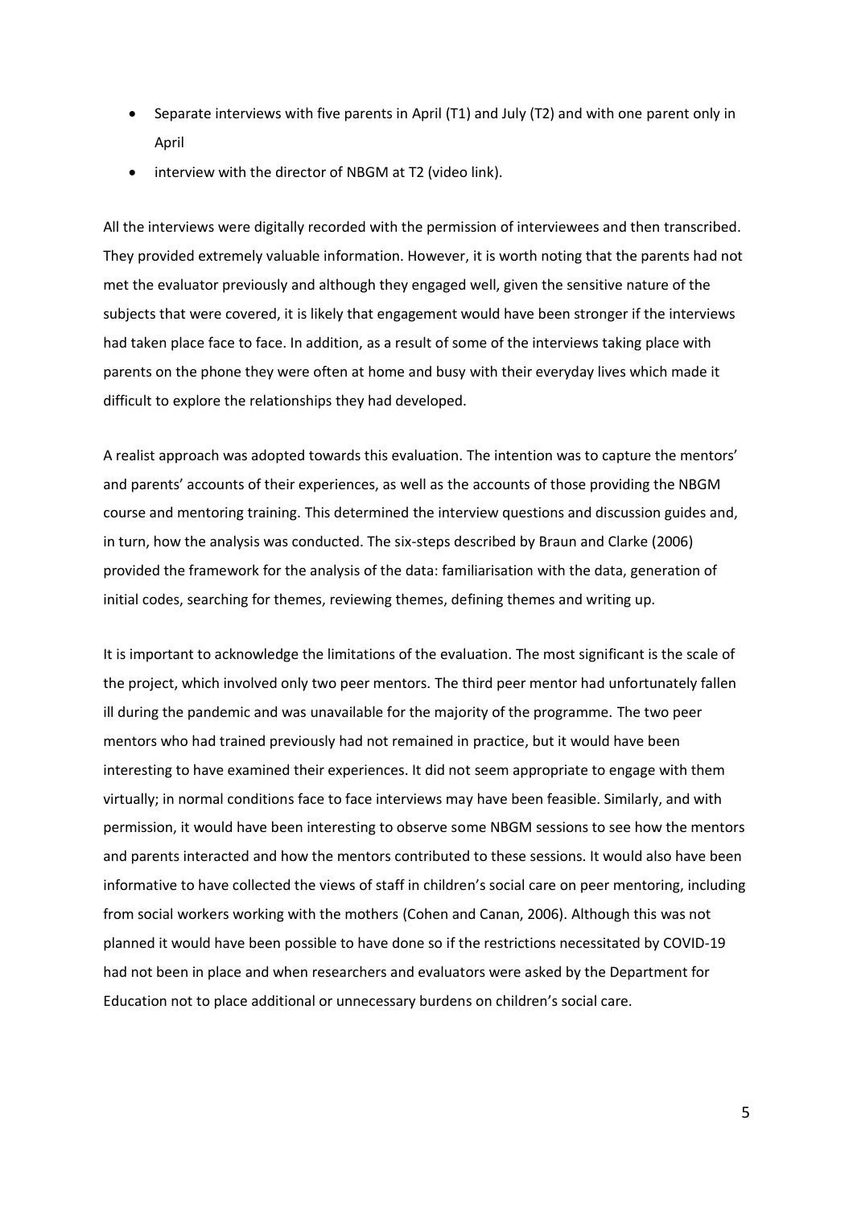- Separate interviews with five parents in April (T1) and July (T2) and with one parent only in April
- interview with the director of NBGM at T2 (video link).

All the interviews were digitally recorded with the permission of interviewees and then transcribed. They provided extremely valuable information. However, it is worth noting that the parents had not met the evaluator previously and although they engaged well, given the sensitive nature of the subjects that were covered, it is likely that engagement would have been stronger if the interviews had taken place face to face. In addition, as a result of some of the interviews taking place with parents on the phone they were often at home and busy with their everyday lives which made it difficult to explore the relationships they had developed.

A realist approach was adopted towards this evaluation. The intention was to capture the mentors' and parents' accounts of their experiences, as well as the accounts of those providing the NBGM course and mentoring training. This determined the interview questions and discussion guides and, in turn, how the analysis was conducted. The six-steps described by Braun and Clarke (2006) provided the framework for the analysis of the data: familiarisation with the data, generation of initial codes, searching for themes, reviewing themes, defining themes and writing up.

It is important to acknowledge the limitations of the evaluation. The most significant is the scale of the project, which involved only two peer mentors. The third peer mentor had unfortunately fallen ill during the pandemic and was unavailable for the majority of the programme. The two peer mentors who had trained previously had not remained in practice, but it would have been interesting to have examined their experiences. It did not seem appropriate to engage with them virtually; in normal conditions face to face interviews may have been feasible. Similarly, and with permission, it would have been interesting to observe some NBGM sessions to see how the mentors and parents interacted and how the mentors contributed to these sessions. It would also have been informative to have collected the views of staff in children's social care on peer mentoring, including from social workers working with the mothers (Cohen and Canan, 2006). Although this was not planned it would have been possible to have done so if the restrictions necessitated by COVID-19 had not been in place and when researchers and evaluators were asked by the Department for Education not to place additional or unnecessary burdens on children's social care.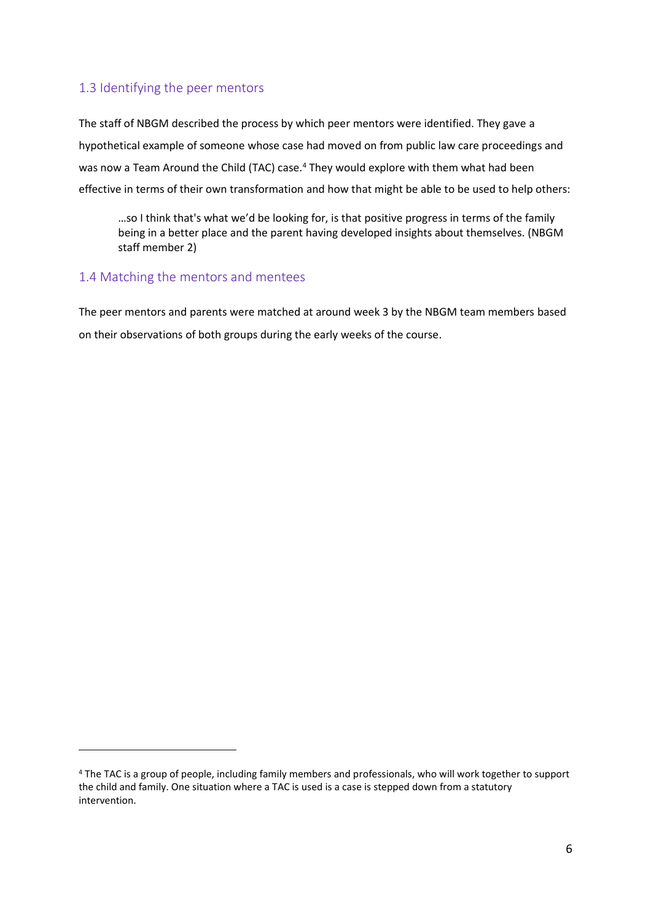### 1.3 Identifying the peer mentors

The staff of NBGM described the process by which peer mentors were identified. They gave a hypothetical example of someone whose case had moved on from public law care proceedings and was now a Team Around the Child (TAC) case.[4] They would explore with them what had been effective in terms of their own transformation and how that might be able to be used to help others:

> …so I think that's what we'd be looking for, is that positive progress in terms of the family being in a better place and the parent having developed insights about themselves. (NBGM staff member 2)

### 1.4 Matching the mentors and mentees

The peer mentors and parents were matched at around week 3 by the NBGM team members based on their observations of both groups during the early weeks of the course.

---

[4] The TAC is a group of people, including family members and professionals, who will work together to support the child and family. One situation where a TAC is used is a case is stepped down from a statutory intervention.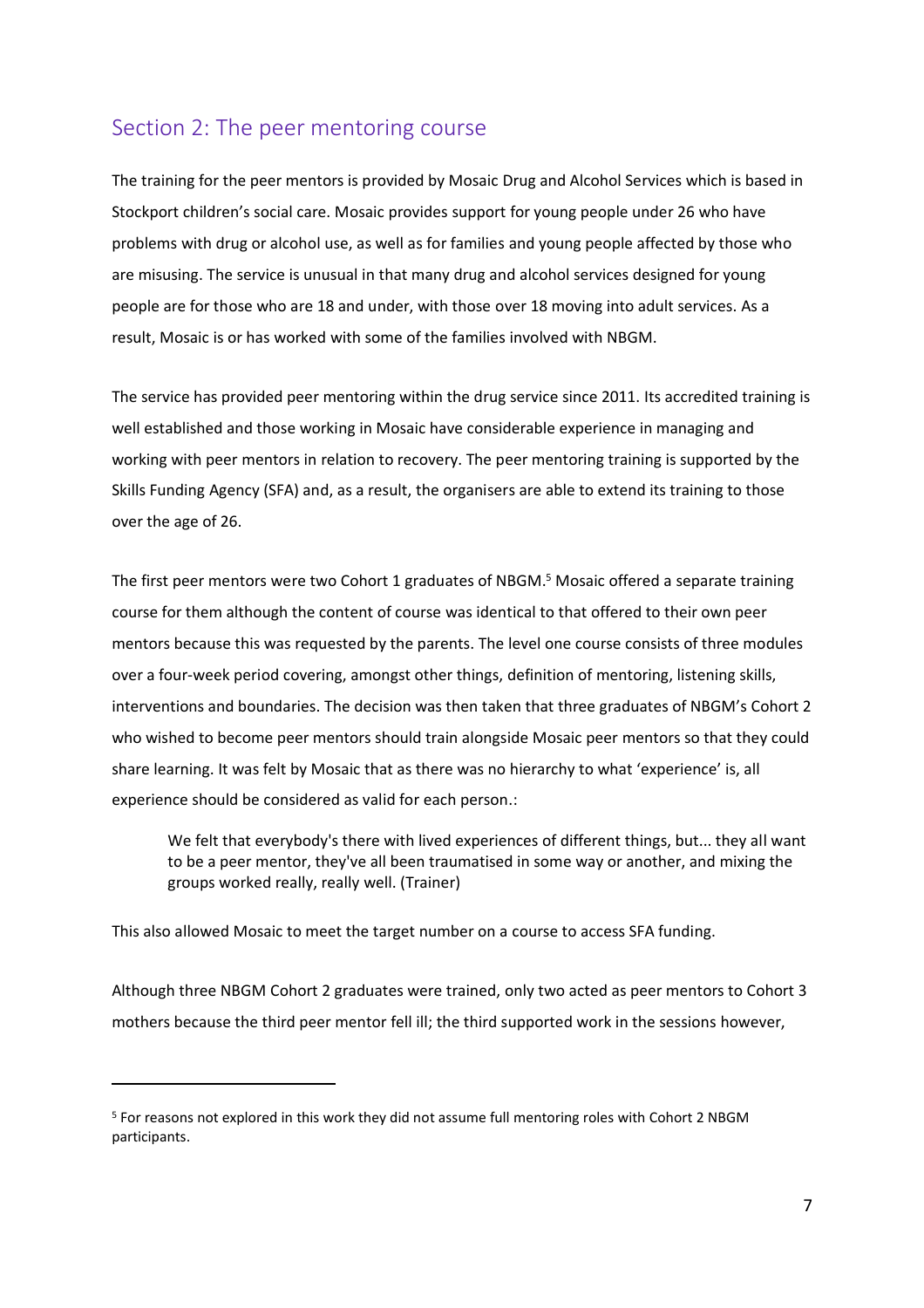## Section 2: The peer mentoring course

The training for the peer mentors is provided by Mosaic Drug and Alcohol Services which is based in Stockport children's social care. Mosaic provides support for young people under 26 who have problems with drug or alcohol use, as well as for families and young people affected by those who are misusing. The service is unusual in that many drug and alcohol services designed for young people are for those who are 18 and under, with those over 18 moving into adult services. As a result, Mosaic is or has worked with some of the families involved with NBGM.

The service has provided peer mentoring within the drug service since 2011. Its accredited training is well established and those working in Mosaic have considerable experience in managing and working with peer mentors in relation to recovery. The peer mentoring training is supported by the Skills Funding Agency (SFA) and, as a result, the organisers are able to extend its training to those over the age of 26.

The first peer mentors were two Cohort 1 graduates of NBGM.[5] Mosaic offered a separate training course for them although the content of course was identical to that offered to their own peer mentors because this was requested by the parents. The level one course consists of three modules over a four-week period covering, amongst other things, definition of mentoring, listening skills, interventions and boundaries. The decision was then taken that three graduates of NBGM's Cohort 2 who wished to become peer mentors should train alongside Mosaic peer mentors so that they could share learning. It was felt by Mosaic that as there was no hierarchy to what 'experience' is, all experience should be considered as valid for each person.:

> We felt that everybody's there with lived experiences of different things, but... they all want to be a peer mentor, they've all been traumatised in some way or another, and mixing the groups worked really, really well. (Trainer)

This also allowed Mosaic to meet the target number on a course to access SFA funding.

Although three NBGM Cohort 2 graduates were trained, only two acted as peer mentors to Cohort 3 mothers because the third peer mentor fell ill; the third supported work in the sessions however,

---

[5] For reasons not explored in this work they did not assume full mentoring roles with Cohort 2 NBGM participants.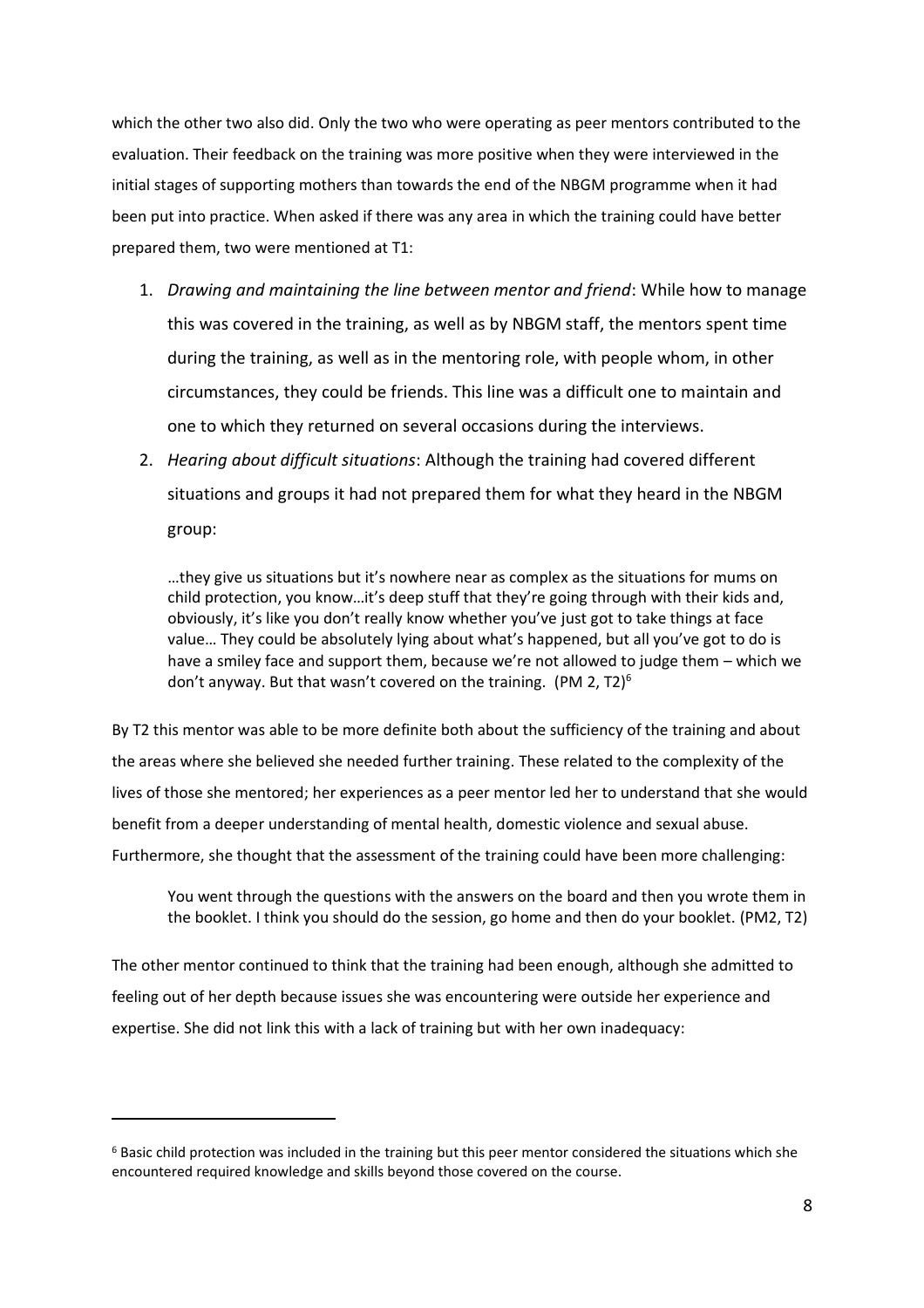which the other two also did. Only the two who were operating as peer mentors contributed to the evaluation. Their feedback on the training was more positive when they were interviewed in the initial stages of supporting mothers than towards the end of the NBGM programme when it had been put into practice. When asked if there was any area in which the training could have better prepared them, two were mentioned at T1:

1. *Drawing and maintaining the line between mentor and friend*: While how to manage this was covered in the training, as well as by NBGM staff, the mentors spent time during the training, as well as in the mentoring role, with people whom, in other circumstances, they could be friends. This line was a difficult one to maintain and one to which they returned on several occasions during the interviews.
2. *Hearing about difficult situations*: Although the training had covered different situations and groups it had not prepared them for what they heard in the NBGM group:

> …they give us situations but it's nowhere near as complex as the situations for mums on child protection, you know…it's deep stuff that they're going through with their kids and, obviously, it's like you don't really know whether you've just got to take things at face value… They could be absolutely lying about what's happened, but all you've got to do is have a smiley face and support them, because we're not allowed to judge them – which we don't anyway. But that wasn't covered on the training. (PM 2, T2)[6]

By T2 this mentor was able to be more definite both about the sufficiency of the training and about the areas where she believed she needed further training. These related to the complexity of the lives of those she mentored; her experiences as a peer mentor led her to understand that she would benefit from a deeper understanding of mental health, domestic violence and sexual abuse. Furthermore, she thought that the assessment of the training could have been more challenging:

> You went through the questions with the answers on the board and then you wrote them in the booklet. I think you should do the session, go home and then do your booklet. (PM2, T2)

The other mentor continued to think that the training had been enough, although she admitted to feeling out of her depth because issues she was encountering were outside her experience and expertise. She did not link this with a lack of training but with her own inadequacy:

---

[6] Basic child protection was included in the training but this peer mentor considered the situations which she encountered required knowledge and skills beyond those covered on the course.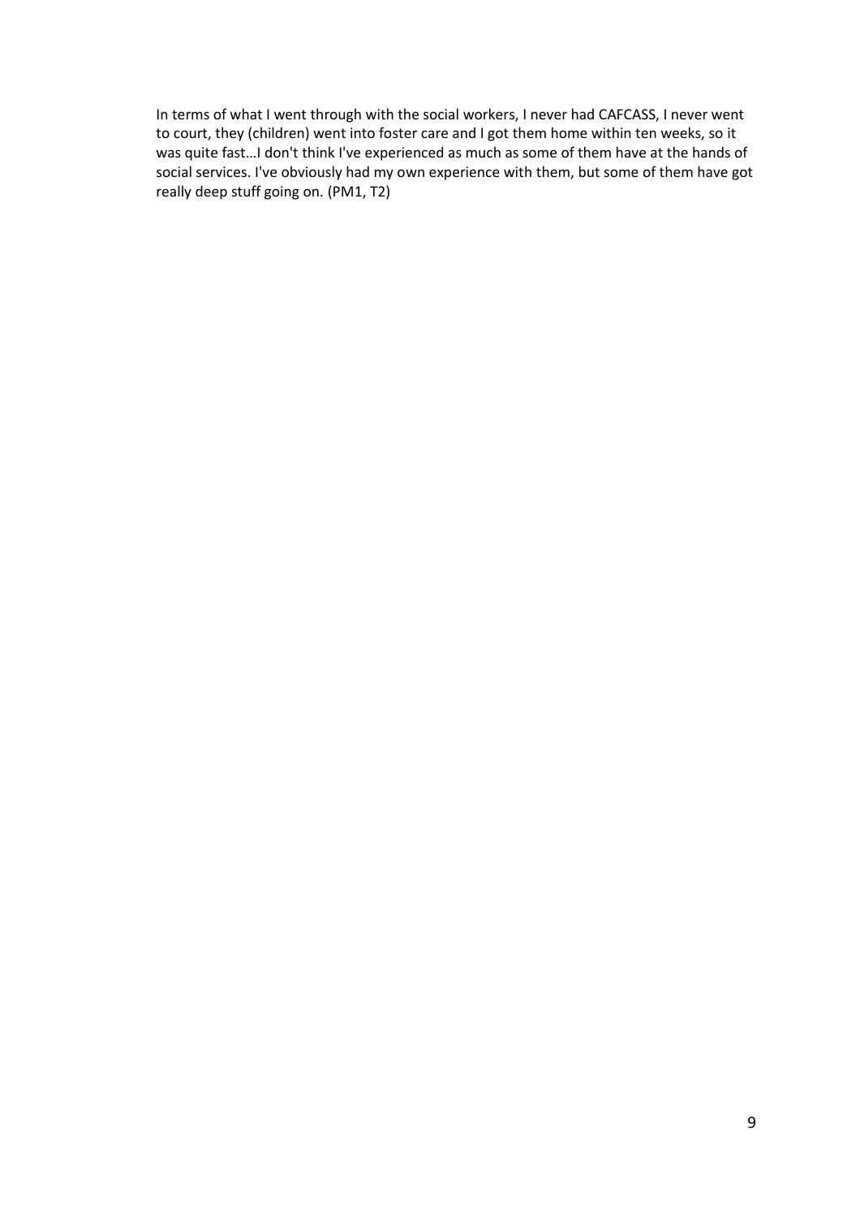In terms of what I went through with the social workers, I never had CAFCASS, I never went to court, they (children) went into foster care and I got them home within ten weeks, so it was quite fast…I don't think I've experienced as much as some of them have at the hands of social services. I've obviously had my own experience with them, but some of them have got really deep stuff going on. (PM1, T2)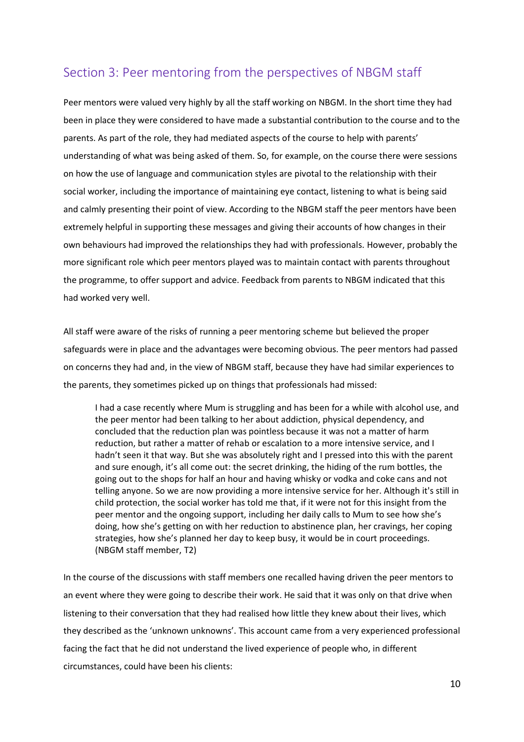## Section 3: Peer mentoring from the perspectives of NBGM staff

Peer mentors were valued very highly by all the staff working on NBGM. In the short time they had been in place they were considered to have made a substantial contribution to the course and to the parents. As part of the role, they had mediated aspects of the course to help with parents' understanding of what was being asked of them. So, for example, on the course there were sessions on how the use of language and communication styles are pivotal to the relationship with their social worker, including the importance of maintaining eye contact, listening to what is being said and calmly presenting their point of view. According to the NBGM staff the peer mentors have been extremely helpful in supporting these messages and giving their accounts of how changes in their own behaviours had improved the relationships they had with professionals. However, probably the more significant role which peer mentors played was to maintain contact with parents throughout the programme, to offer support and advice. Feedback from parents to NBGM indicated that this had worked very well.

All staff were aware of the risks of running a peer mentoring scheme but believed the proper safeguards were in place and the advantages were becoming obvious. The peer mentors had passed on concerns they had and, in the view of NBGM staff, because they have had similar experiences to the parents, they sometimes picked up on things that professionals had missed:

> I had a case recently where Mum is struggling and has been for a while with alcohol use, and the peer mentor had been talking to her about addiction, physical dependency, and concluded that the reduction plan was pointless because it was not a matter of harm reduction, but rather a matter of rehab or escalation to a more intensive service, and I hadn't seen it that way. But she was absolutely right and I pressed into this with the parent and sure enough, it's all come out: the secret drinking, the hiding of the rum bottles, the going out to the shops for half an hour and having whisky or vodka and coke cans and not telling anyone. So we are now providing a more intensive service for her. Although it's still in child protection, the social worker has told me that, if it were not for this insight from the peer mentor and the ongoing support, including her daily calls to Mum to see how she's doing, how she's getting on with her reduction to abstinence plan, her cravings, her coping strategies, how she's planned her day to keep busy, it would be in court proceedings. (NBGM staff member, T2)

In the course of the discussions with staff members one recalled having driven the peer mentors to an event where they were going to describe their work. He said that it was only on that drive when listening to their conversation that they had realised how little they knew about their lives, which they described as the 'unknown unknowns'. This account came from a very experienced professional facing the fact that he did not understand the lived experience of people who, in different circumstances, could have been his clients: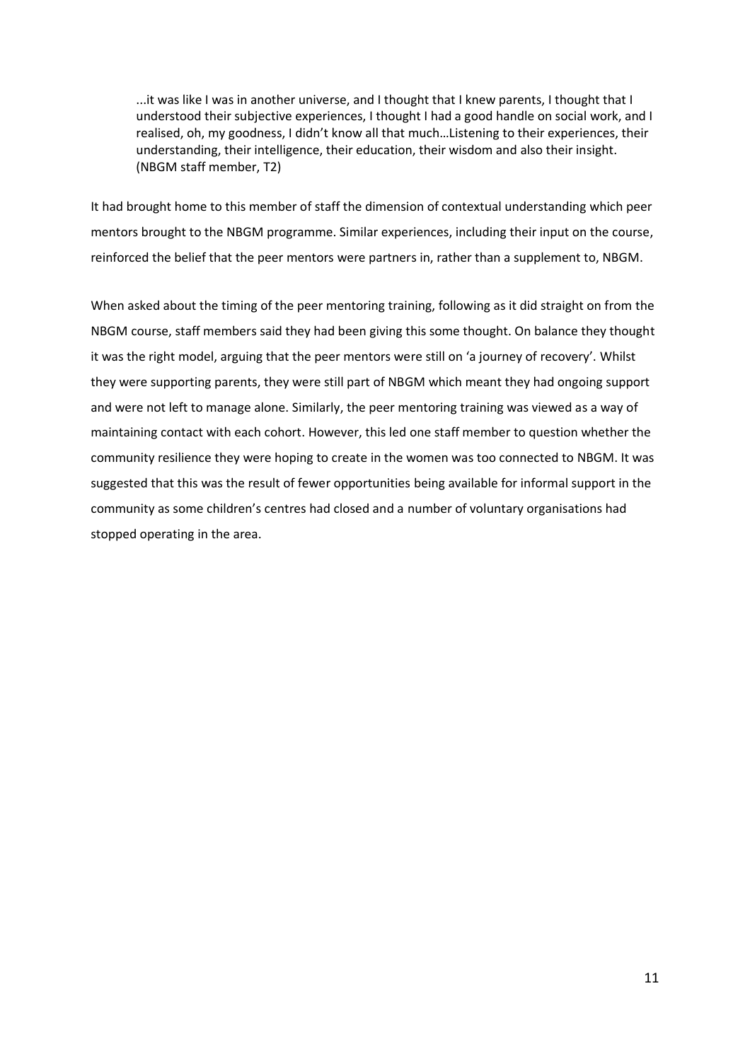> ...it was like I was in another universe, and I thought that I knew parents, I thought that I understood their subjective experiences, I thought I had a good handle on social work, and I realised, oh, my goodness, I didn't know all that much…Listening to their experiences, their understanding, their intelligence, their education, their wisdom and also their insight. (NBGM staff member, T2)

It had brought home to this member of staff the dimension of contextual understanding which peer mentors brought to the NBGM programme. Similar experiences, including their input on the course, reinforced the belief that the peer mentors were partners in, rather than a supplement to, NBGM.

When asked about the timing of the peer mentoring training, following as it did straight on from the NBGM course, staff members said they had been giving this some thought. On balance they thought it was the right model, arguing that the peer mentors were still on 'a journey of recovery'. Whilst they were supporting parents, they were still part of NBGM which meant they had ongoing support and were not left to manage alone. Similarly, the peer mentoring training was viewed as a way of maintaining contact with each cohort. However, this led one staff member to question whether the community resilience they were hoping to create in the women was too connected to NBGM. It was suggested that this was the result of fewer opportunities being available for informal support in the community as some children's centres had closed and a number of voluntary organisations had stopped operating in the area.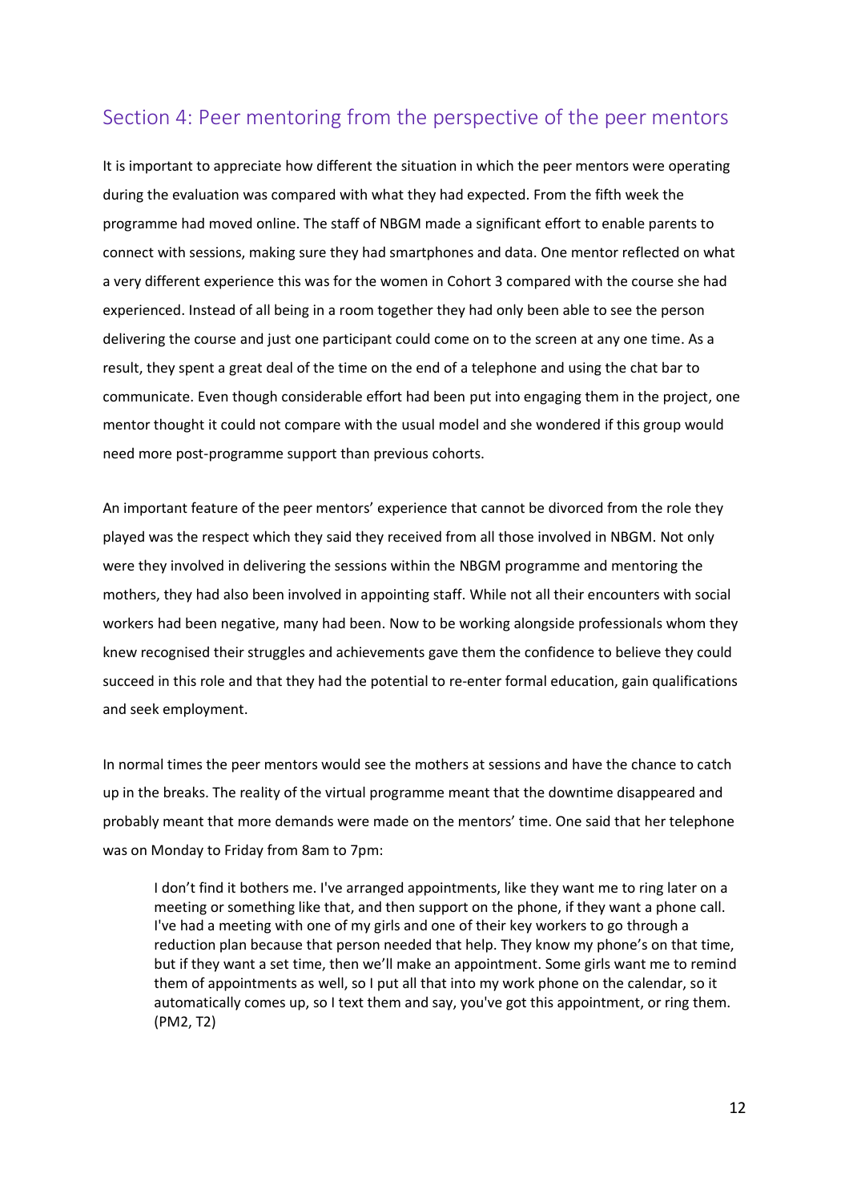## Section 4: Peer mentoring from the perspective of the peer mentors

It is important to appreciate how different the situation in which the peer mentors were operating during the evaluation was compared with what they had expected. From the fifth week the programme had moved online. The staff of NBGM made a significant effort to enable parents to connect with sessions, making sure they had smartphones and data. One mentor reflected on what a very different experience this was for the women in Cohort 3 compared with the course she had experienced. Instead of all being in a room together they had only been able to see the person delivering the course and just one participant could come on to the screen at any one time. As a result, they spent a great deal of the time on the end of a telephone and using the chat bar to communicate. Even though considerable effort had been put into engaging them in the project, one mentor thought it could not compare with the usual model and she wondered if this group would need more post-programme support than previous cohorts.

An important feature of the peer mentors' experience that cannot be divorced from the role they played was the respect which they said they received from all those involved in NBGM. Not only were they involved in delivering the sessions within the NBGM programme and mentoring the mothers, they had also been involved in appointing staff. While not all their encounters with social workers had been negative, many had been. Now to be working alongside professionals whom they knew recognised their struggles and achievements gave them the confidence to believe they could succeed in this role and that they had the potential to re-enter formal education, gain qualifications and seek employment.

In normal times the peer mentors would see the mothers at sessions and have the chance to catch up in the breaks. The reality of the virtual programme meant that the downtime disappeared and probably meant that more demands were made on the mentors' time. One said that her telephone was on Monday to Friday from 8am to 7pm:

> I don't find it bothers me. I've arranged appointments, like they want me to ring later on a meeting or something like that, and then support on the phone, if they want a phone call. I've had a meeting with one of my girls and one of their key workers to go through a reduction plan because that person needed that help. They know my phone's on that time, but if they want a set time, then we'll make an appointment. Some girls want me to remind them of appointments as well, so I put all that into my work phone on the calendar, so it automatically comes up, so I text them and say, you've got this appointment, or ring them. (PM2, T2)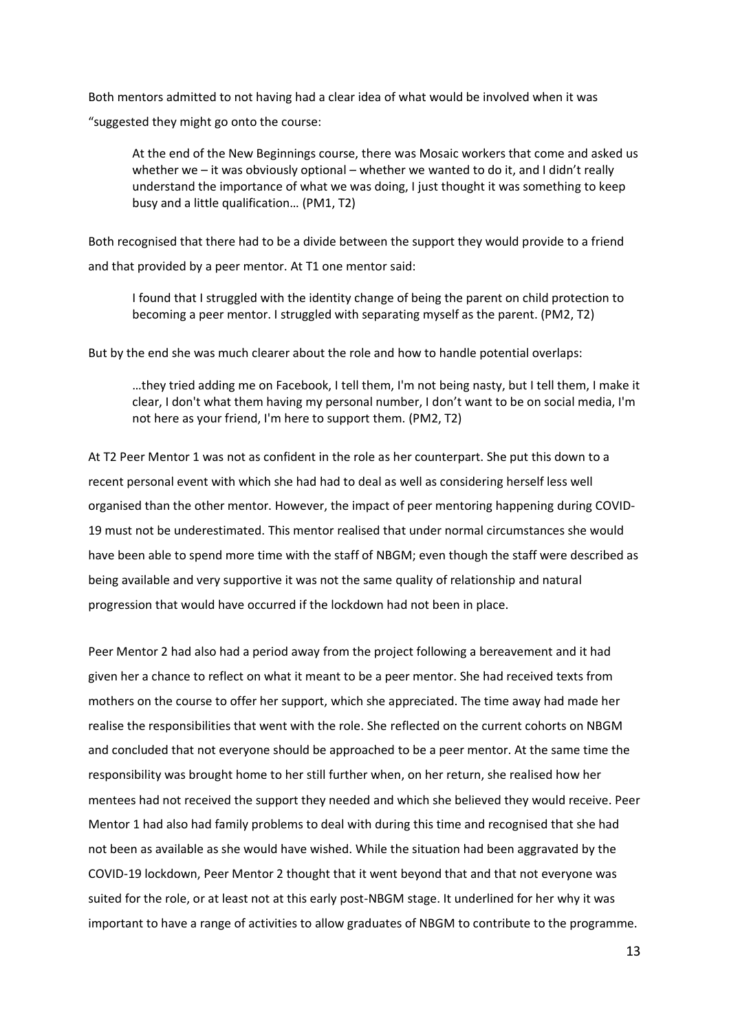Both mentors admitted to not having had a clear idea of what would be involved when it was "suggested they might go onto the course:

> At the end of the New Beginnings course, there was Mosaic workers that come and asked us whether we – it was obviously optional – whether we wanted to do it, and I didn't really understand the importance of what we was doing, I just thought it was something to keep busy and a little qualification… (PM1, T2)

Both recognised that there had to be a divide between the support they would provide to a friend and that provided by a peer mentor. At T1 one mentor said:

> I found that I struggled with the identity change of being the parent on child protection to becoming a peer mentor. I struggled with separating myself as the parent. (PM2, T2)

But by the end she was much clearer about the role and how to handle potential overlaps:

> …they tried adding me on Facebook, I tell them, I'm not being nasty, but I tell them, I make it clear, I don't what them having my personal number, I don't want to be on social media, I'm not here as your friend, I'm here to support them. (PM2, T2)

At T2 Peer Mentor 1 was not as confident in the role as her counterpart. She put this down to a recent personal event with which she had had to deal as well as considering herself less well organised than the other mentor. However, the impact of peer mentoring happening during COVID-19 must not be underestimated. This mentor realised that under normal circumstances she would have been able to spend more time with the staff of NBGM; even though the staff were described as being available and very supportive it was not the same quality of relationship and natural progression that would have occurred if the lockdown had not been in place.

Peer Mentor 2 had also had a period away from the project following a bereavement and it had given her a chance to reflect on what it meant to be a peer mentor. She had received texts from mothers on the course to offer her support, which she appreciated. The time away had made her realise the responsibilities that went with the role. She reflected on the current cohorts on NBGM and concluded that not everyone should be approached to be a peer mentor. At the same time the responsibility was brought home to her still further when, on her return, she realised how her mentees had not received the support they needed and which she believed they would receive. Peer Mentor 1 had also had family problems to deal with during this time and recognised that she had not been as available as she would have wished. While the situation had been aggravated by the COVID-19 lockdown, Peer Mentor 2 thought that it went beyond that and that not everyone was suited for the role, or at least not at this early post-NBGM stage. It underlined for her why it was important to have a range of activities to allow graduates of NBGM to contribute to the programme.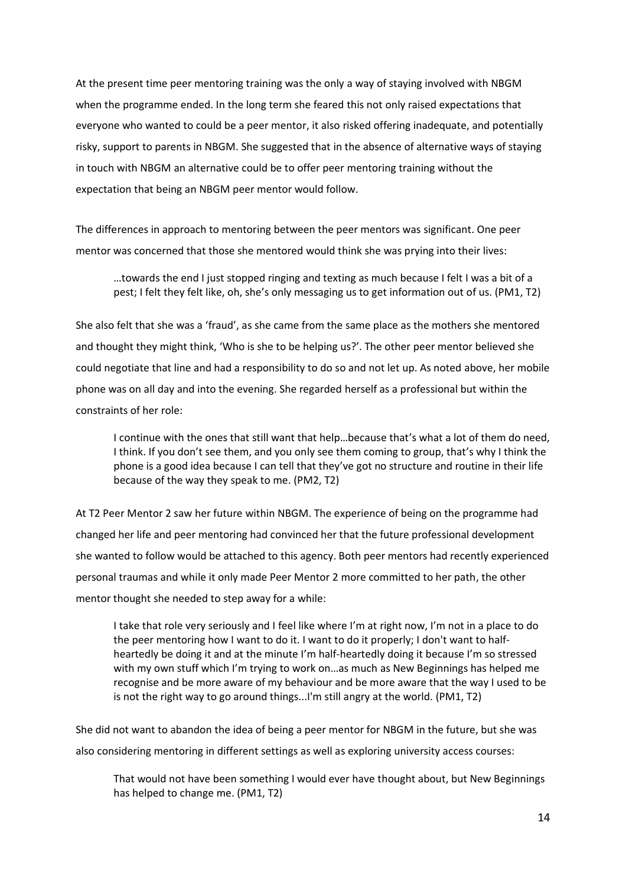At the present time peer mentoring training was the only a way of staying involved with NBGM when the programme ended. In the long term she feared this not only raised expectations that everyone who wanted to could be a peer mentor, it also risked offering inadequate, and potentially risky, support to parents in NBGM. She suggested that in the absence of alternative ways of staying in touch with NBGM an alternative could be to offer peer mentoring training without the expectation that being an NBGM peer mentor would follow.

The differences in approach to mentoring between the peer mentors was significant. One peer mentor was concerned that those she mentored would think she was prying into their lives:

> …towards the end I just stopped ringing and texting as much because I felt I was a bit of a pest; I felt they felt like, oh, she's only messaging us to get information out of us. (PM1, T2)

She also felt that she was a 'fraud', as she came from the same place as the mothers she mentored and thought they might think, 'Who is she to be helping us?'. The other peer mentor believed she could negotiate that line and had a responsibility to do so and not let up. As noted above, her mobile phone was on all day and into the evening. She regarded herself as a professional but within the constraints of her role:

> I continue with the ones that still want that help…because that's what a lot of them do need, I think. If you don't see them, and you only see them coming to group, that's why I think the phone is a good idea because I can tell that they've got no structure and routine in their life because of the way they speak to me. (PM2, T2)

At T2 Peer Mentor 2 saw her future within NBGM. The experience of being on the programme had changed her life and peer mentoring had convinced her that the future professional development she wanted to follow would be attached to this agency. Both peer mentors had recently experienced personal traumas and while it only made Peer Mentor 2 more committed to her path, the other mentor thought she needed to step away for a while:

> I take that role very seriously and I feel like where I'm at right now, I'm not in a place to do the peer mentoring how I want to do it. I want to do it properly; I don't want to half-heartedly be doing it and at the minute I'm half-heartedly doing it because I'm so stressed with my own stuff which I'm trying to work on…as much as New Beginnings has helped me recognise and be more aware of my behaviour and be more aware that the way I used to be is not the right way to go around things...I'm still angry at the world. (PM1, T2)

She did not want to abandon the idea of being a peer mentor for NBGM in the future, but she was also considering mentoring in different settings as well as exploring university access courses:

> That would not have been something I would ever have thought about, but New Beginnings has helped to change me. (PM1, T2)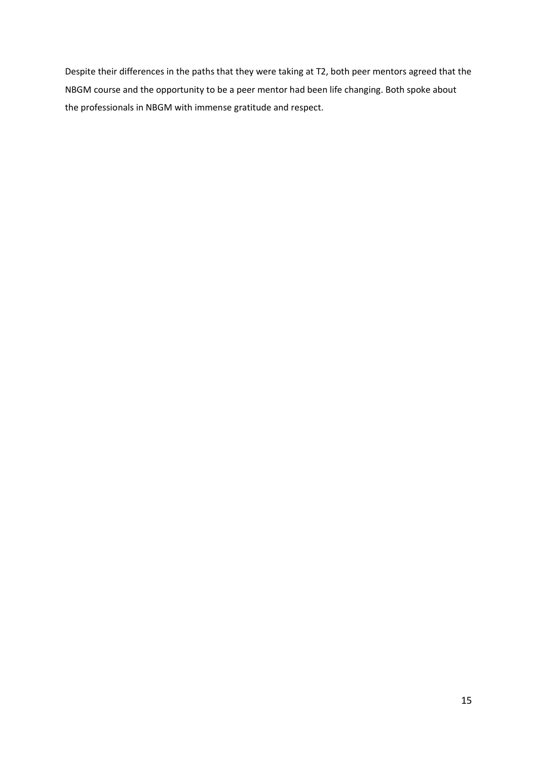Despite their differences in the paths that they were taking at T2, both peer mentors agreed that the NBGM course and the opportunity to be a peer mentor had been life changing. Both spoke about the professionals in NBGM with immense gratitude and respect.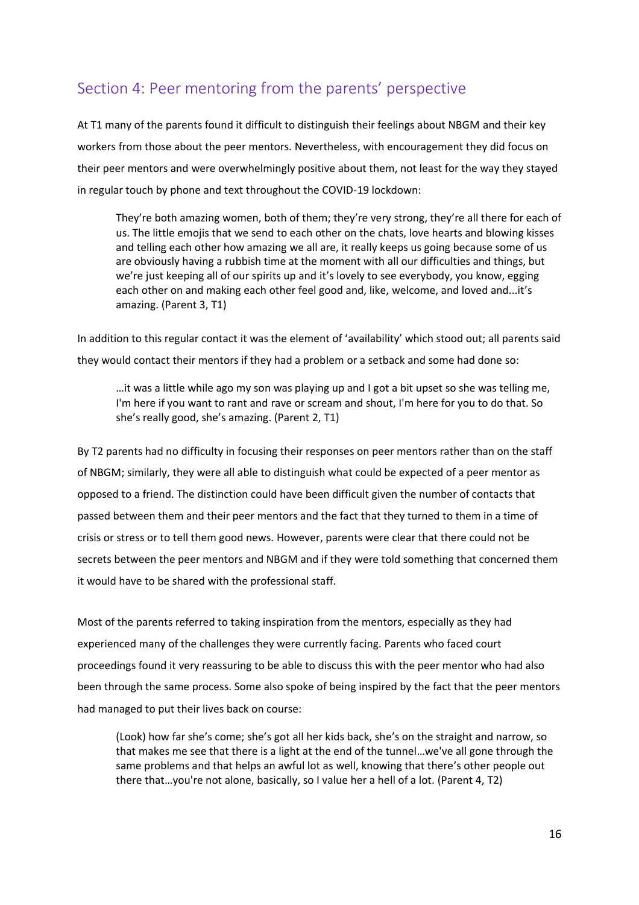## Section 4: Peer mentoring from the parents' perspective

At T1 many of the parents found it difficult to distinguish their feelings about NBGM and their key workers from those about the peer mentors. Nevertheless, with encouragement they did focus on their peer mentors and were overwhelmingly positive about them, not least for the way they stayed in regular touch by phone and text throughout the COVID-19 lockdown:

> They're both amazing women, both of them; they're very strong, they're all there for each of us. The little emojis that we send to each other on the chats, love hearts and blowing kisses and telling each other how amazing we all are, it really keeps us going because some of us are obviously having a rubbish time at the moment with all our difficulties and things, but we're just keeping all of our spirits up and it's lovely to see everybody, you know, egging each other on and making each other feel good and, like, welcome, and loved and...it's amazing. (Parent 3, T1)

In addition to this regular contact it was the element of 'availability' which stood out; all parents said they would contact their mentors if they had a problem or a setback and some had done so:

> …it was a little while ago my son was playing up and I got a bit upset so she was telling me, I'm here if you want to rant and rave or scream and shout, I'm here for you to do that. So she's really good, she's amazing. (Parent 2, T1)

By T2 parents had no difficulty in focusing their responses on peer mentors rather than on the staff of NBGM; similarly, they were all able to distinguish what could be expected of a peer mentor as opposed to a friend. The distinction could have been difficult given the number of contacts that passed between them and their peer mentors and the fact that they turned to them in a time of crisis or stress or to tell them good news. However, parents were clear that there could not be secrets between the peer mentors and NBGM and if they were told something that concerned them it would have to be shared with the professional staff.

Most of the parents referred to taking inspiration from the mentors, especially as they had experienced many of the challenges they were currently facing. Parents who faced court proceedings found it very reassuring to be able to discuss this with the peer mentor who had also been through the same process. Some also spoke of being inspired by the fact that the peer mentors had managed to put their lives back on course:

> (Look) how far she's come; she's got all her kids back, she's on the straight and narrow, so that makes me see that there is a light at the end of the tunnel…we've all gone through the same problems and that helps an awful lot as well, knowing that there's other people out there that…you're not alone, basically, so I value her a hell of a lot. (Parent 4, T2)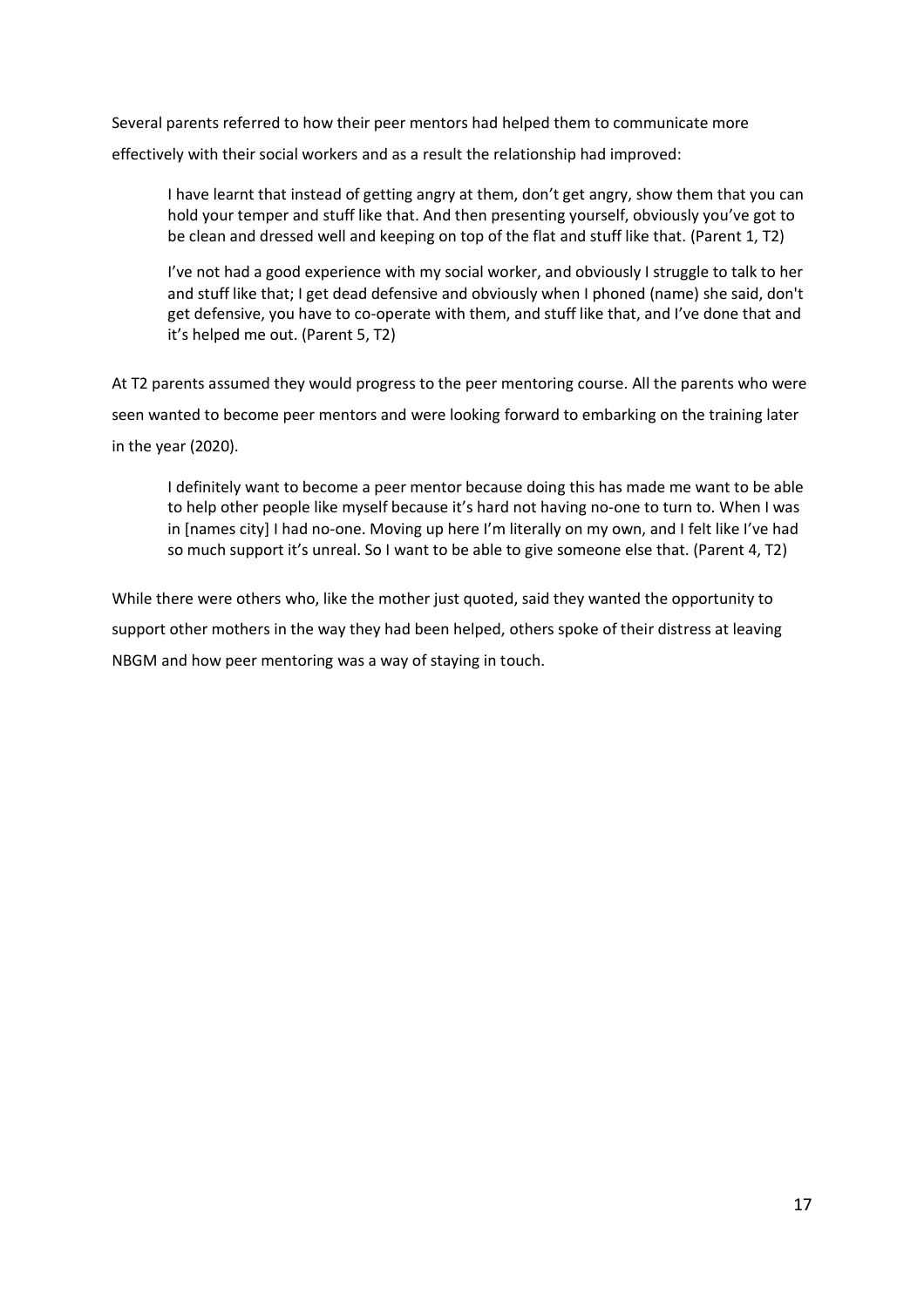Several parents referred to how their peer mentors had helped them to communicate more effectively with their social workers and as a result the relationship had improved:

> I have learnt that instead of getting angry at them, don't get angry, show them that you can hold your temper and stuff like that. And then presenting yourself, obviously you've got to be clean and dressed well and keeping on top of the flat and stuff like that. (Parent 1, T2)

> I've not had a good experience with my social worker, and obviously I struggle to talk to her and stuff like that; I get dead defensive and obviously when I phoned (name) she said, don't get defensive, you have to co-operate with them, and stuff like that, and I've done that and it's helped me out. (Parent 5, T2)

At T2 parents assumed they would progress to the peer mentoring course. All the parents who were seen wanted to become peer mentors and were looking forward to embarking on the training later in the year (2020).

> I definitely want to become a peer mentor because doing this has made me want to be able to help other people like myself because it's hard not having no-one to turn to. When I was in [names city] I had no-one. Moving up here I'm literally on my own, and I felt like I've had so much support it's unreal. So I want to be able to give someone else that. (Parent 4, T2)

While there were others who, like the mother just quoted, said they wanted the opportunity to support other mothers in the way they had been helped, others spoke of their distress at leaving NBGM and how peer mentoring was a way of staying in touch.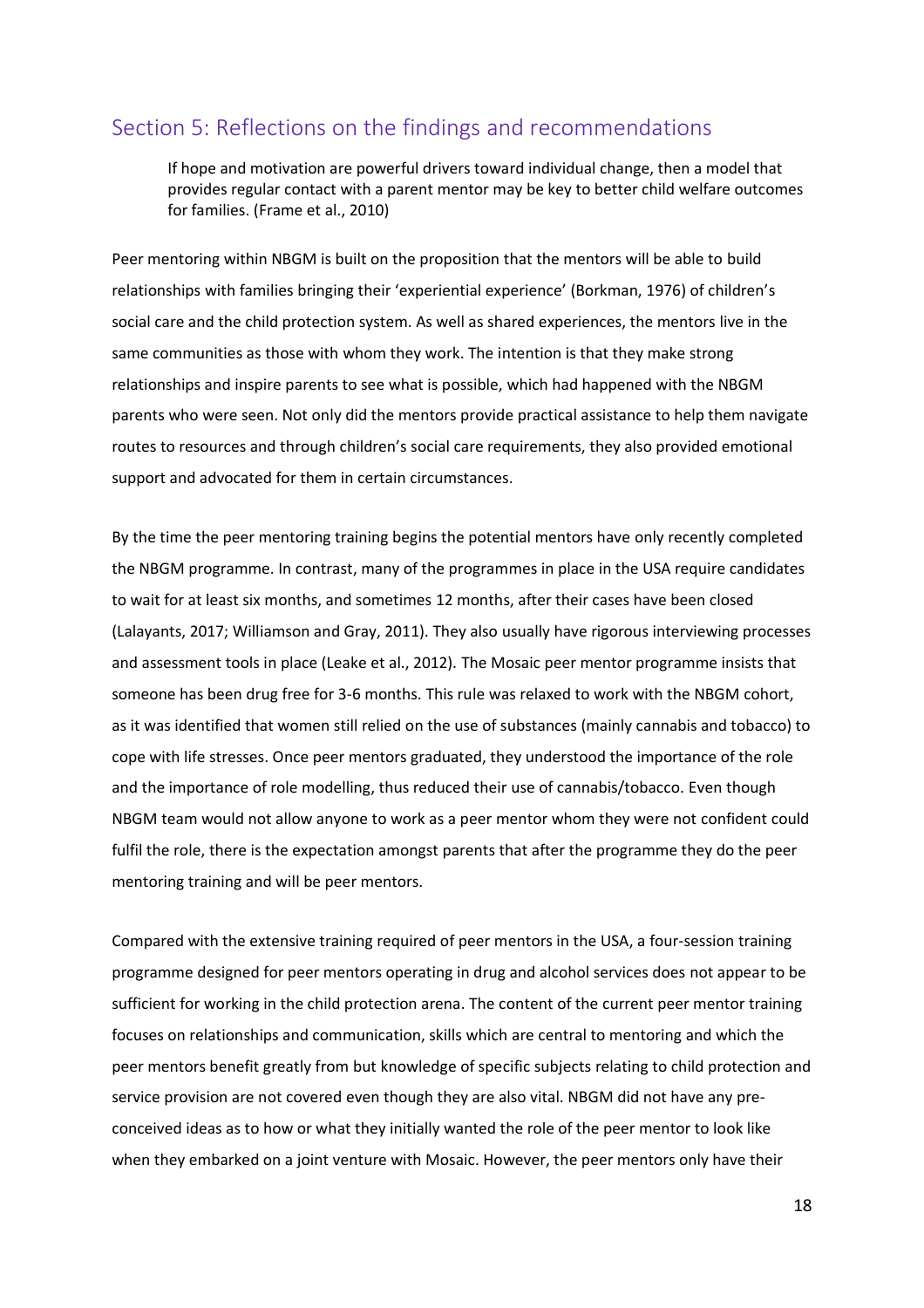## Section 5: Reflections on the findings and recommendations

> If hope and motivation are powerful drivers toward individual change, then a model that provides regular contact with a parent mentor may be key to better child welfare outcomes for families. (Frame et al., 2010)

Peer mentoring within NBGM is built on the proposition that the mentors will be able to build relationships with families bringing their 'experiential experience' (Borkman, 1976) of children's social care and the child protection system. As well as shared experiences, the mentors live in the same communities as those with whom they work. The intention is that they make strong relationships and inspire parents to see what is possible, which had happened with the NBGM parents who were seen. Not only did the mentors provide practical assistance to help them navigate routes to resources and through children's social care requirements, they also provided emotional support and advocated for them in certain circumstances.

By the time the peer mentoring training begins the potential mentors have only recently completed the NBGM programme. In contrast, many of the programmes in place in the USA require candidates to wait for at least six months, and sometimes 12 months, after their cases have been closed (Lalayants, 2017; Williamson and Gray, 2011). They also usually have rigorous interviewing processes and assessment tools in place (Leake et al., 2012). The Mosaic peer mentor programme insists that someone has been drug free for 3-6 months. This rule was relaxed to work with the NBGM cohort, as it was identified that women still relied on the use of substances (mainly cannabis and tobacco) to cope with life stresses. Once peer mentors graduated, they understood the importance of the role and the importance of role modelling, thus reduced their use of cannabis/tobacco. Even though NBGM team would not allow anyone to work as a peer mentor whom they were not confident could fulfil the role, there is the expectation amongst parents that after the programme they do the peer mentoring training and will be peer mentors.

Compared with the extensive training required of peer mentors in the USA, a four-session training programme designed for peer mentors operating in drug and alcohol services does not appear to be sufficient for working in the child protection arena. The content of the current peer mentor training focuses on relationships and communication, skills which are central to mentoring and which the peer mentors benefit greatly from but knowledge of specific subjects relating to child protection and service provision are not covered even though they are also vital. NBGM did not have any pre-conceived ideas as to how or what they initially wanted the role of the peer mentor to look like when they embarked on a joint venture with Mosaic. However, the peer mentors only have their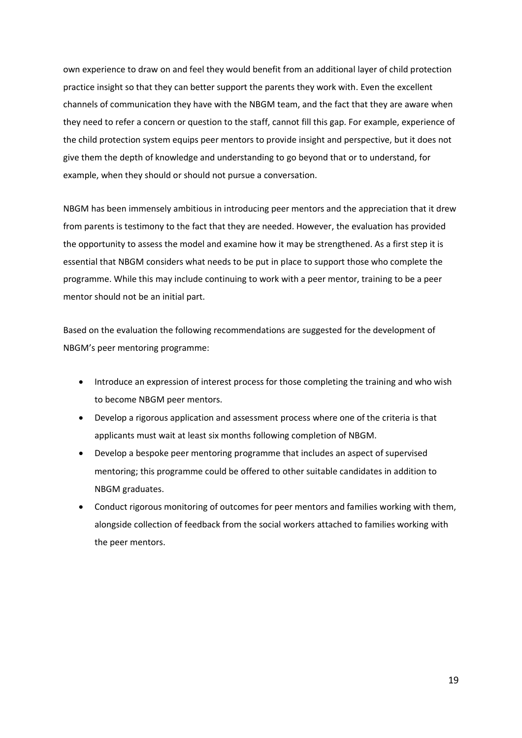own experience to draw on and feel they would benefit from an additional layer of child protection practice insight so that they can better support the parents they work with. Even the excellent channels of communication they have with the NBGM team, and the fact that they are aware when they need to refer a concern or question to the staff, cannot fill this gap. For example, experience of the child protection system equips peer mentors to provide insight and perspective, but it does not give them the depth of knowledge and understanding to go beyond that or to understand, for example, when they should or should not pursue a conversation.

NBGM has been immensely ambitious in introducing peer mentors and the appreciation that it drew from parents is testimony to the fact that they are needed. However, the evaluation has provided the opportunity to assess the model and examine how it may be strengthened. As a first step it is essential that NBGM considers what needs to be put in place to support those who complete the programme. While this may include continuing to work with a peer mentor, training to be a peer mentor should not be an initial part.

Based on the evaluation the following recommendations are suggested for the development of NBGM's peer mentoring programme:

- Introduce an expression of interest process for those completing the training and who wish to become NBGM peer mentors.
- Develop a rigorous application and assessment process where one of the criteria is that applicants must wait at least six months following completion of NBGM.
- Develop a bespoke peer mentoring programme that includes an aspect of supervised mentoring; this programme could be offered to other suitable candidates in addition to NBGM graduates.
- Conduct rigorous monitoring of outcomes for peer mentors and families working with them, alongside collection of feedback from the social workers attached to families working with the peer mentors.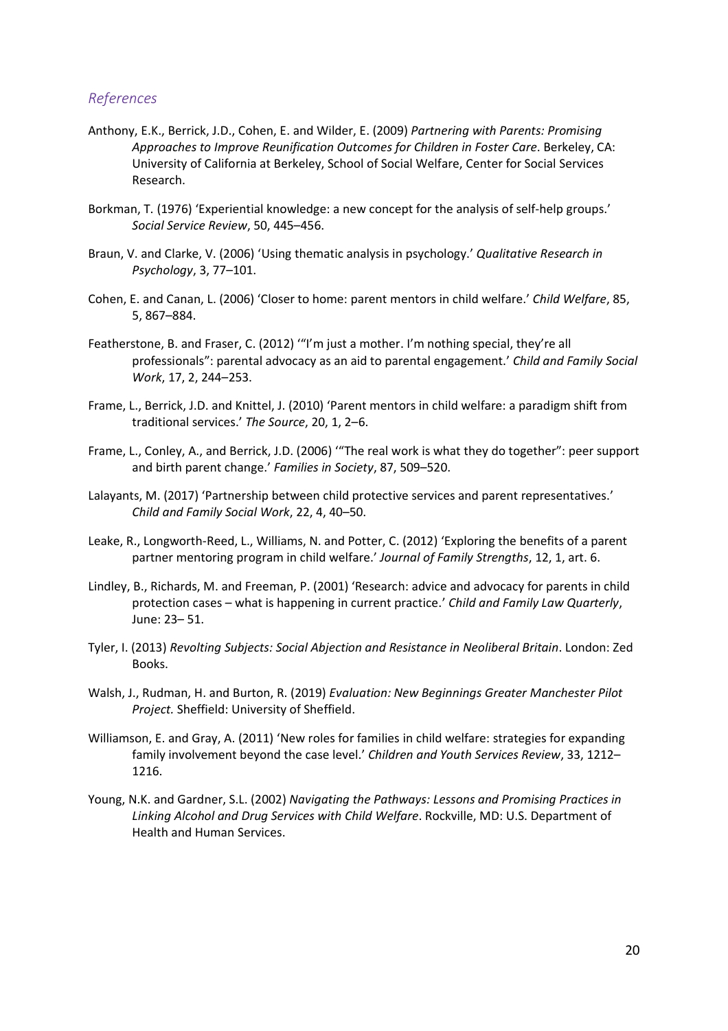## *References*

Anthony, E.K., Berrick, J.D., Cohen, E. and Wilder, E. (2009) *Partnering with Parents: Promising Approaches to Improve Reunification Outcomes for Children in Foster Care*. Berkeley, CA: University of California at Berkeley, School of Social Welfare, Center for Social Services Research.

Borkman, T. (1976) 'Experiential knowledge: a new concept for the analysis of self-help groups.' *Social Service Review*, 50, 445–456.

Braun, V. and Clarke, V. (2006) 'Using thematic analysis in psychology.' *Qualitative Research in Psychology*, 3, 77–101.

Cohen, E. and Canan, L. (2006) 'Closer to home: parent mentors in child welfare.' *Child Welfare*, 85, 5, 867–884.

Featherstone, B. and Fraser, C. (2012) '"I'm just a mother. I'm nothing special, they're all professionals": parental advocacy as an aid to parental engagement.' *Child and Family Social Work*, 17, 2, 244–253.

Frame, L., Berrick, J.D. and Knittel, J. (2010) 'Parent mentors in child welfare: a paradigm shift from traditional services.' *The Source*, 20, 1, 2–6.

Frame, L., Conley, A., and Berrick, J.D. (2006) '"The real work is what they do together": peer support and birth parent change.' *Families in Society*, 87, 509–520.

Lalayants, M. (2017) 'Partnership between child protective services and parent representatives.' *Child and Family Social Work*, 22, 4, 40–50.

Leake, R., Longworth-Reed, L., Williams, N. and Potter, C. (2012) 'Exploring the benefits of a parent partner mentoring program in child welfare.' *Journal of Family Strengths*, 12, 1, art. 6.

Lindley, B., Richards, M. and Freeman, P. (2001) 'Research: advice and advocacy for parents in child protection cases – what is happening in current practice.' *Child and Family Law Quarterly*, June: 23– 51.

Tyler, I. (2013) *Revolting Subjects: Social Abjection and Resistance in Neoliberal Britain*. London: Zed Books.

Walsh, J., Rudman, H. and Burton, R. (2019) *Evaluation: New Beginnings Greater Manchester Pilot Project.* Sheffield: University of Sheffield.

Williamson, E. and Gray, A. (2011) 'New roles for families in child welfare: strategies for expanding family involvement beyond the case level.' *Children and Youth Services Review*, 33, 1212–1216.

Young, N.K. and Gardner, S.L. (2002) *Navigating the Pathways: Lessons and Promising Practices in Linking Alcohol and Drug Services with Child Welfare*. Rockville, MD: U.S. Department of Health and Human Services.